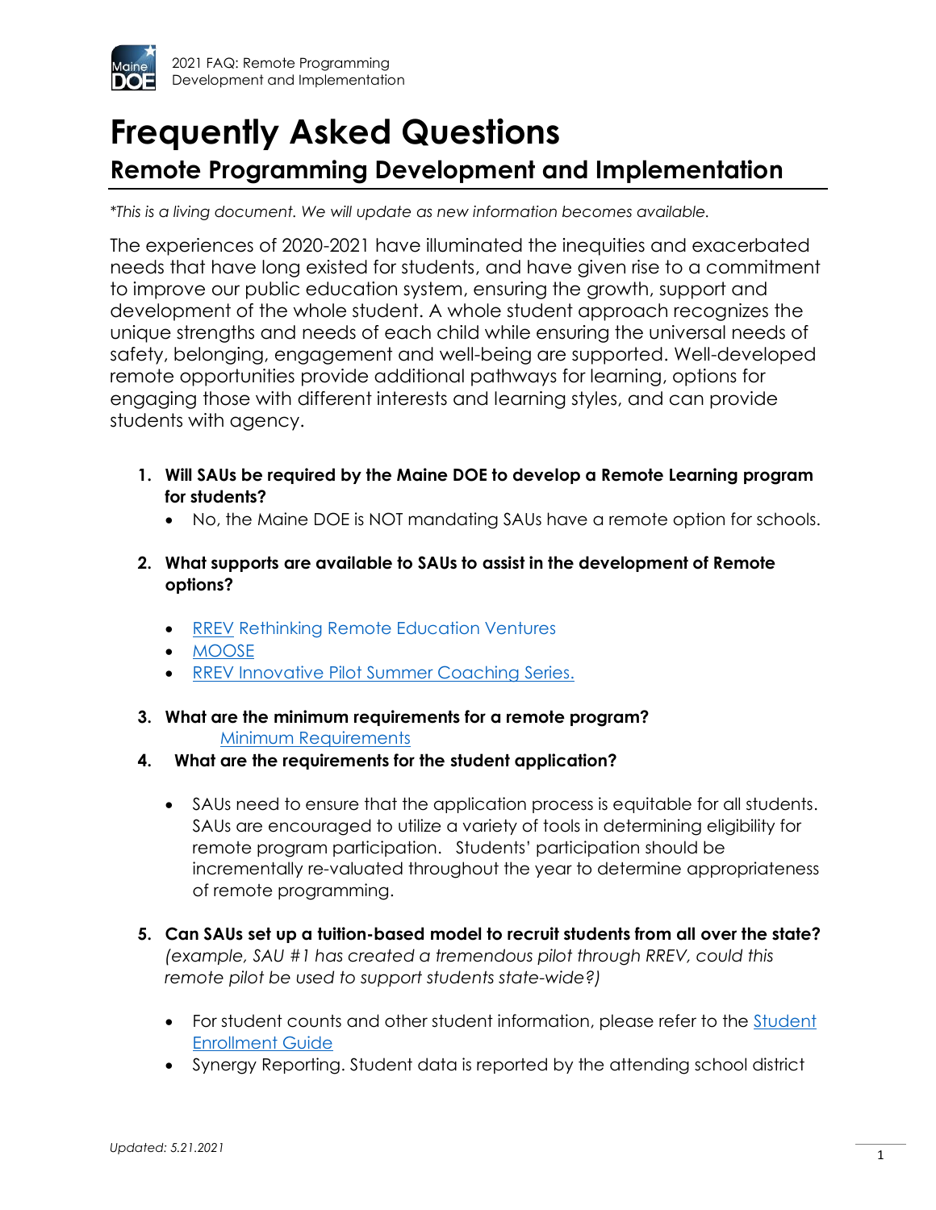# Frequently Asked Questions

## Remote Programming Development and Implementation

*\*This is a living document. We will update as new information becomes available.*

The experiences of 2020-2021 have illuminated the inequities and exacerbated needs that have long existed for students, and have given rise to a commitment to improve our public education system, ensuring the growth, support and development of the whole student. A whole student approach recognizes the unique strengths and needs of each child while ensuring the universal needs of safety, belonging, engagement and well-being are supported. Well-developed remote opportunities provide additional pathways for learning, options for engaging those with different interests and learning styles, and can provide students with agency.

1. **Will SAUs be required by the Maine DOE to develop a Remote Learning program for students?**
   - No, the Maine DOE is NOT mandating SAUs have a remote option for schools.

2. **What supports are available to SAUs to assist in the development of Remote options?**
   - RREV Rethinking Remote Education Ventures
   - MOOSE
   - RREV Innovative Pilot Summer Coaching Series.

3. **What are the minimum requirements for a remote program?**
   Minimum Requirements

4. **What are the requirements for the student application?**
   - SAUs need to ensure that the application process is equitable for all students. SAUs are encouraged to utilize a variety of tools in determining eligibility for remote program participation. Students' participation should be incrementally re-valuated throughout the year to determine appropriateness of remote programming.

5. **Can SAUs set up a tuition-based model to recruit students from all over the state?** *(example, SAU #1 has created a tremendous pilot through RREV, could this remote pilot be used to support students state-wide?)*
   - For student counts and other student information, please refer to the Student Enrollment Guide
   - Synergy Reporting. Student data is reported by the attending school district

*Updated: 5.21.2021*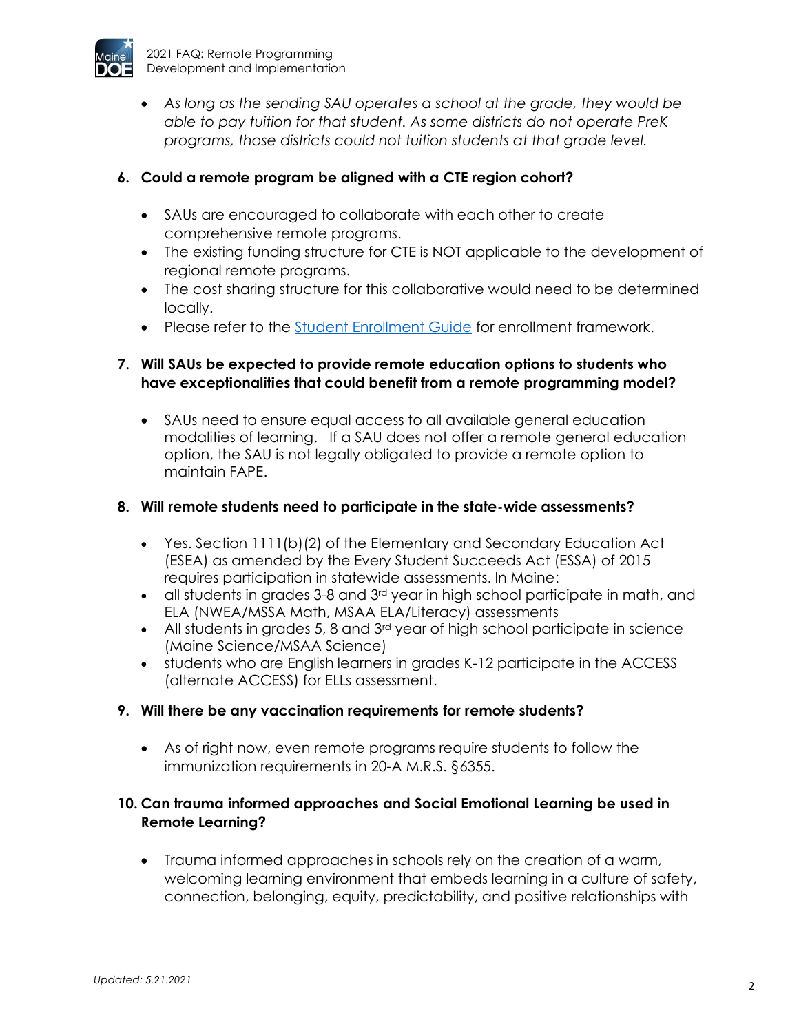- *As long as the sending SAU operates a school at the grade, they would be able to pay tuition for that student. As some districts do not operate PreK programs, those districts could not tuition students at that grade level.*

**6. Could a remote program be aligned with a CTE region cohort?**

- SAUs are encouraged to collaborate with each other to create comprehensive remote programs.
- The existing funding structure for CTE is NOT applicable to the development of regional remote programs.
- The cost sharing structure for this collaborative would need to be determined locally.
- Please refer to the [Student Enrollment Guide] for enrollment framework.

**7. Will SAUs be expected to provide remote education options to students who have exceptionalities that could benefit from a remote programming model?**

- SAUs need to ensure equal access to all available general education modalities of learning. If a SAU does not offer a remote general education option, the SAU is not legally obligated to provide a remote option to maintain FAPE.

**8. Will remote students need to participate in the state-wide assessments?**

- Yes. Section 1111(b)(2) of the Elementary and Secondary Education Act (ESEA) as amended by the Every Student Succeeds Act (ESSA) of 2015 requires participation in statewide assessments. In Maine:
- all students in grades 3-8 and 3rd year in high school participate in math, and ELA (NWEA/MSSA Math, MSAA ELA/Literacy) assessments
- All students in grades 5, 8 and 3rd year of high school participate in science (Maine Science/MSAA Science)
- students who are English learners in grades K-12 participate in the ACCESS (alternate ACCESS) for ELLs assessment.

**9. Will there be any vaccination requirements for remote students?**

- As of right now, even remote programs require students to follow the immunization requirements in 20-A M.R.S. §6355.

**10. Can trauma informed approaches and Social Emotional Learning be used in Remote Learning?**

- Trauma informed approaches in schools rely on the creation of a warm, welcoming learning environment that embeds learning in a culture of safety, connection, belonging, equity, predictability, and positive relationships with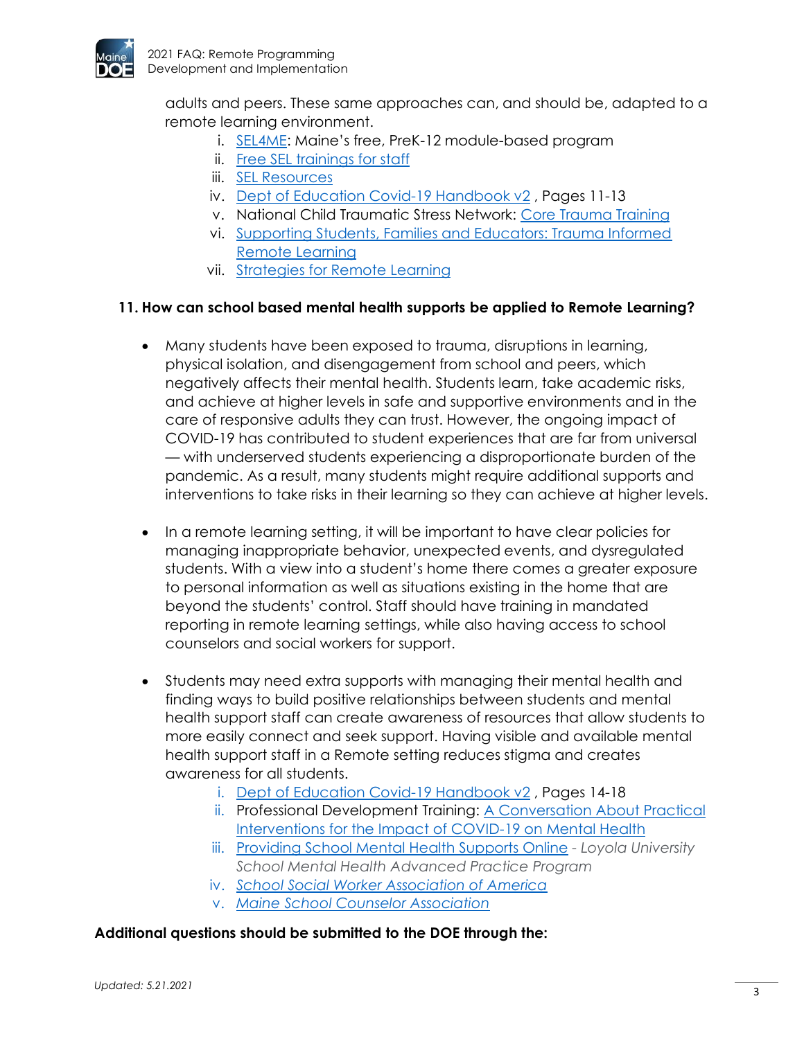adults and peers. These same approaches can, and should be, adapted to a remote learning environment.

i. SEL4ME: Maine's free, PreK-12 module-based program
ii. Free SEL trainings for staff
iii. SEL Resources
iv. Dept of Education Covid-19 Handbook v2 , Pages 11-13
v. National Child Traumatic Stress Network: Core Trauma Training
vi. Supporting Students, Families and Educators: Trauma Informed Remote Learning
vii. Strategies for Remote Learning

**11. How can school based mental health supports be applied to Remote Learning?**

- Many students have been exposed to trauma, disruptions in learning, physical isolation, and disengagement from school and peers, which negatively affects their mental health. Students learn, take academic risks, and achieve at higher levels in safe and supportive environments and in the care of responsive adults they can trust. However, the ongoing impact of COVID-19 has contributed to student experiences that are far from universal — with underserved students experiencing a disproportionate burden of the pandemic. As a result, many students might require additional supports and interventions to take risks in their learning so they can achieve at higher levels.

- In a remote learning setting, it will be important to have clear policies for managing inappropriate behavior, unexpected events, and dysregulated students. With a view into a student's home there comes a greater exposure to personal information as well as situations existing in the home that are beyond the students' control. Staff should have training in mandated reporting in remote learning settings, while also having access to school counselors and social workers for support.

- Students may need extra supports with managing their mental health and finding ways to build positive relationships between students and mental health support staff can create awareness of resources that allow students to more easily connect and seek support. Having visible and available mental health support staff in a Remote setting reduces stigma and creates awareness for all students.

i. Dept of Education Covid-19 Handbook v2 , Pages 14-18
ii. Professional Development Training: A Conversation About Practical Interventions for the Impact of COVID-19 on Mental Health
iii. Providing School Mental Health Supports Online - *Loyola University School Mental Health Advanced Practice Program*
iv. *School Social Worker Association of America*
v. *Maine School Counselor Association*

**Additional questions should be submitted to the DOE through the:**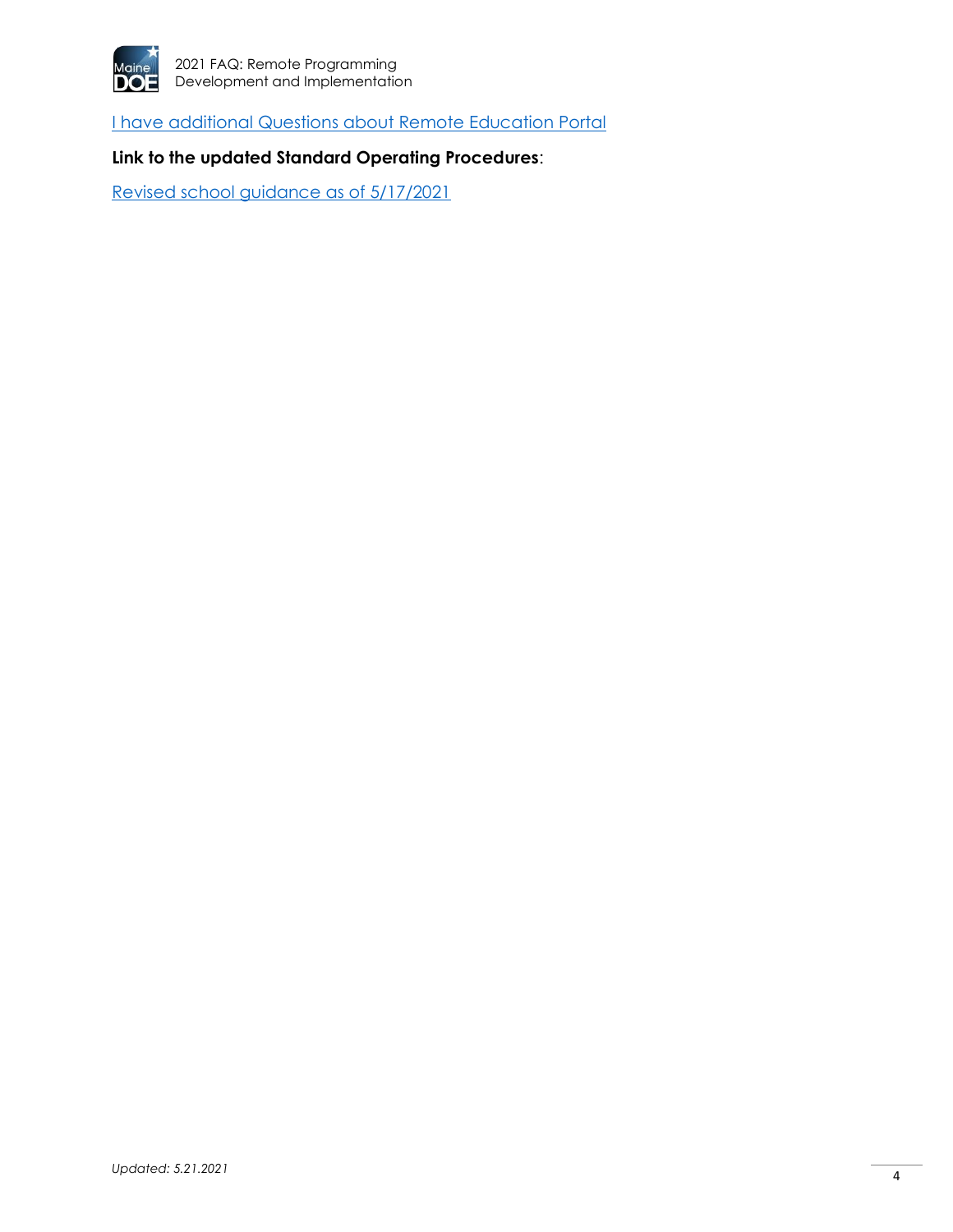[I have additional Questions about Remote Education Portal]

**Link to the updated Standard Operating Procedures**:

[Revised school guidance as of 5/17/2021]